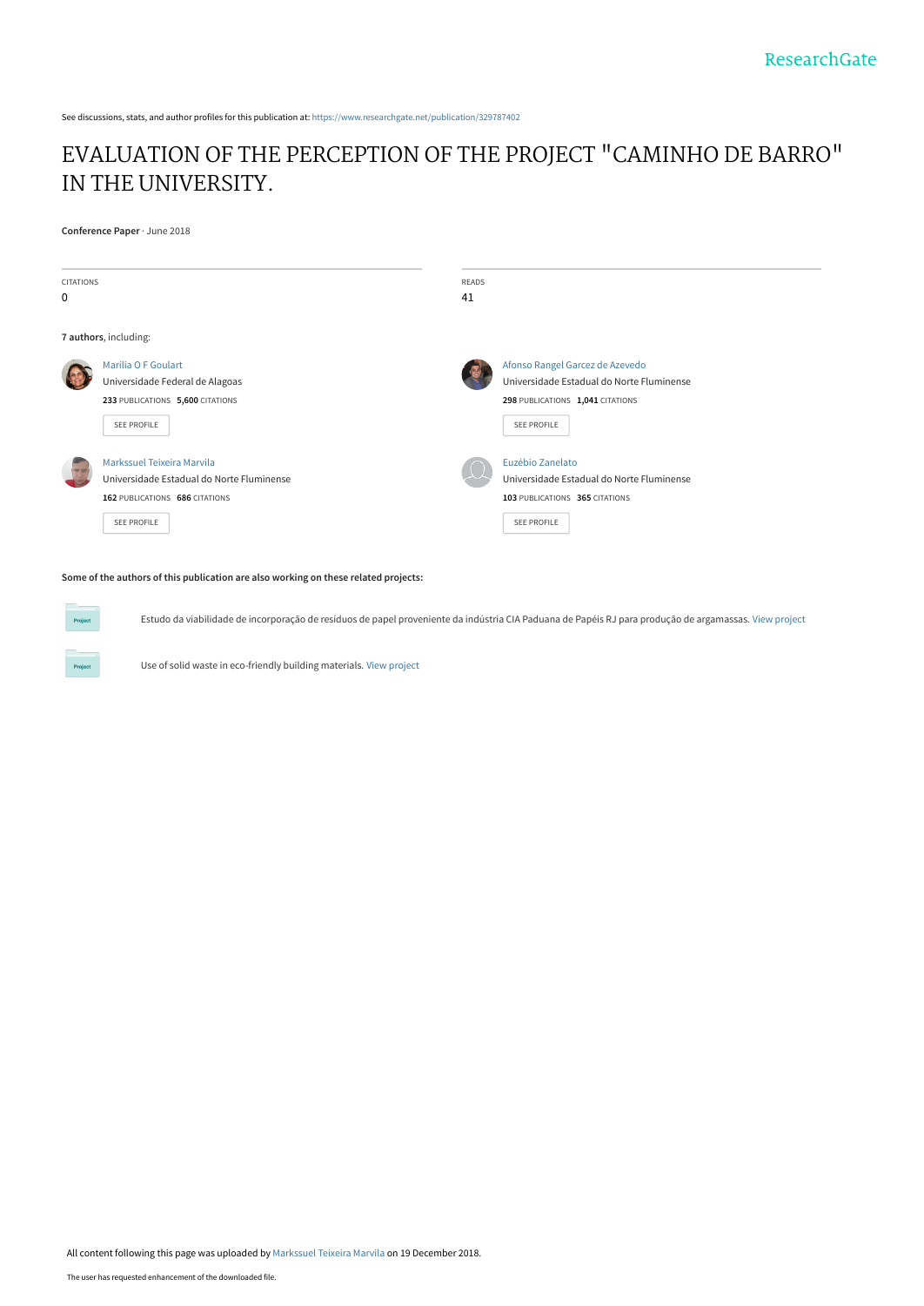See discussions, stats, and author profiles for this publication at: https://www.researchgate.net/publication/329787402

# EVALUATION OF THE PERCEPTION OF THE PROJECT "CAMINHO DE BARRO" IN THE UNIVERSITY.

**Conference Paper** · June 2018

CITATIONS
0

READS
41

**7 authors**, including:

Marilia O F Goulart
Universidade Federal de Alagoas
**233** PUBLICATIONS **5,600** CITATIONS

SEE PROFILE

Afonso Rangel Garcez de Azevedo
Universidade Estadual do Norte Fluminense
**298** PUBLICATIONS **1,041** CITATIONS

SEE PROFILE

Markssuel Teixeira Marvila
Universidade Estadual do Norte Fluminense
**162** PUBLICATIONS **686** CITATIONS

SEE PROFILE

Euzébio Zanelato
Universidade Estadual do Norte Fluminense
**103** PUBLICATIONS **365** CITATIONS

SEE PROFILE

**Some of the authors of this publication are also working on these related projects:**

Estudo da viabilidade de incorporação de resíduos de papel proveniente da indústria CIA Paduana de Papéis RJ para produção de argamassas. View project

Use of solid waste in eco-friendly building materials. View project

All content following this page was uploaded by Markssuel Teixeira Marvila on 19 December 2018.

The user has requested enhancement of the downloaded file.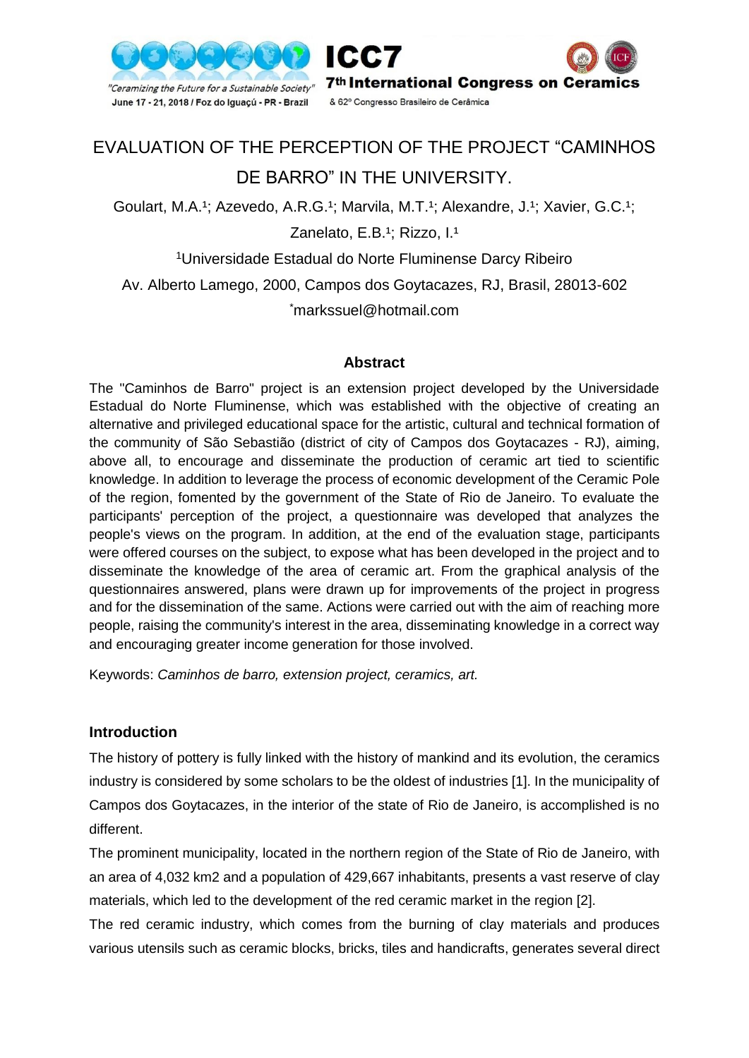# EVALUATION OF THE PERCEPTION OF THE PROJECT "CAMINHOS DE BARRO" IN THE UNIVERSITY.

Goulart, M.A.[1]; Azevedo, A.R.G.[1]; Marvila, M.T.[1]; Alexandre, J.[1]; Xavier, G.C.[1]; Zanelato, E.B.[1]; Rizzo, I.[1]

[1]Universidade Estadual do Norte Fluminense Darcy Ribeiro

Av. Alberto Lamego, 2000, Campos dos Goytacazes, RJ, Brasil, 28013-602

*markssuel@hotmail.com

## Abstract

The "Caminhos de Barro" project is an extension project developed by the Universidade Estadual do Norte Fluminense, which was established with the objective of creating an alternative and privileged educational space for the artistic, cultural and technical formation of the community of São Sebastião (district of city of Campos dos Goytacazes - RJ), aiming, above all, to encourage and disseminate the production of ceramic art tied to scientific knowledge. In addition to leverage the process of economic development of the Ceramic Pole of the region, fomented by the government of the State of Rio de Janeiro. To evaluate the participants' perception of the project, a questionnaire was developed that analyzes the people's views on the program. In addition, at the end of the evaluation stage, participants were offered courses on the subject, to expose what has been developed in the project and to disseminate the knowledge of the area of ceramic art. From the graphical analysis of the questionnaires answered, plans were drawn up for improvements of the project in progress and for the dissemination of the same. Actions were carried out with the aim of reaching more people, raising the community's interest in the area, disseminating knowledge in a correct way and encouraging greater income generation for those involved.

Keywords: *Caminhos de barro, extension project, ceramics, art.*

## Introduction

The history of pottery is fully linked with the history of mankind and its evolution, the ceramics industry is considered by some scholars to be the oldest of industries [1]. In the municipality of Campos dos Goytacazes, in the interior of the state of Rio de Janeiro, is accomplished is no different.

The prominent municipality, located in the northern region of the State of Rio de Janeiro, with an area of 4,032 km2 and a population of 429,667 inhabitants, presents a vast reserve of clay materials, which led to the development of the red ceramic market in the region [2].

The red ceramic industry, which comes from the burning of clay materials and produces various utensils such as ceramic blocks, bricks, tiles and handicrafts, generates several direct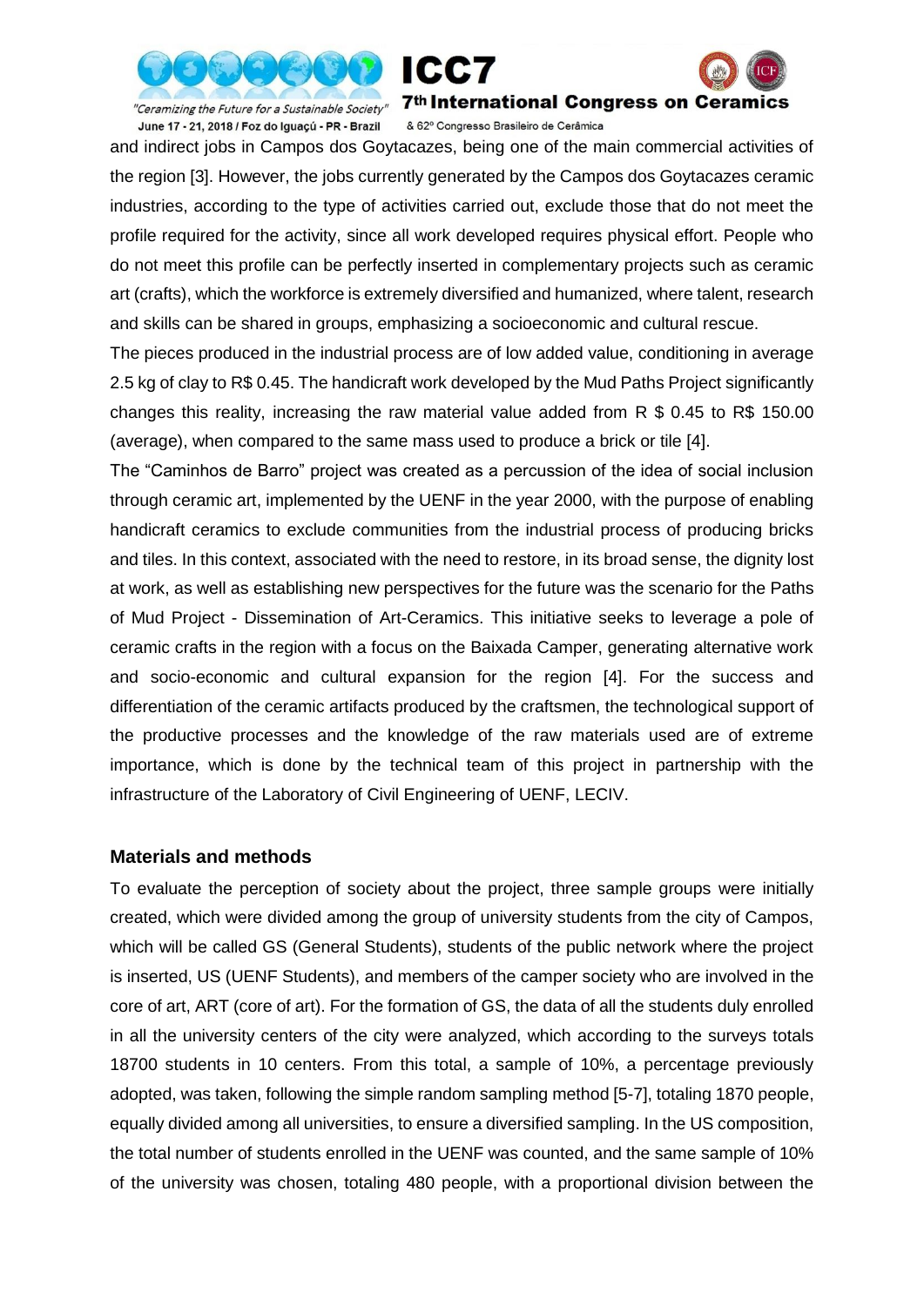and indirect jobs in Campos dos Goytacazes, being one of the main commercial activities of the region [3]. However, the jobs currently generated by the Campos dos Goytacazes ceramic industries, according to the type of activities carried out, exclude those that do not meet the profile required for the activity, since all work developed requires physical effort. People who do not meet this profile can be perfectly inserted in complementary projects such as ceramic art (crafts), which the workforce is extremely diversified and humanized, where talent, research and skills can be shared in groups, emphasizing a socioeconomic and cultural rescue.

The pieces produced in the industrial process are of low added value, conditioning in average 2.5 kg of clay to R$ 0.45. The handicraft work developed by the Mud Paths Project significantly changes this reality, increasing the raw material value added from R $ 0.45 to R$ 150.00 (average), when compared to the same mass used to produce a brick or tile [4].

The "Caminhos de Barro" project was created as a percussion of the idea of social inclusion through ceramic art, implemented by the UENF in the year 2000, with the purpose of enabling handicraft ceramics to exclude communities from the industrial process of producing bricks and tiles. In this context, associated with the need to restore, in its broad sense, the dignity lost at work, as well as establishing new perspectives for the future was the scenario for the Paths of Mud Project - Dissemination of Art-Ceramics. This initiative seeks to leverage a pole of ceramic crafts in the region with a focus on the Baixada Camper, generating alternative work and socio-economic and cultural expansion for the region [4]. For the success and differentiation of the ceramic artifacts produced by the craftsmen, the technological support of the productive processes and the knowledge of the raw materials used are of extreme importance, which is done by the technical team of this project in partnership with the infrastructure of the Laboratory of Civil Engineering of UENF, LECIV.

## Materials and methods

To evaluate the perception of society about the project, three sample groups were initially created, which were divided among the group of university students from the city of Campos, which will be called GS (General Students), students of the public network where the project is inserted, US (UENF Students), and members of the camper society who are involved in the core of art, ART (core of art). For the formation of GS, the data of all the students duly enrolled in all the university centers of the city were analyzed, which according to the surveys totals 18700 students in 10 centers. From this total, a sample of 10%, a percentage previously adopted, was taken, following the simple random sampling method [5-7], totaling 1870 people, equally divided among all universities, to ensure a diversified sampling. In the US composition, the total number of students enrolled in the UENF was counted, and the same sample of 10% of the university was chosen, totaling 480 people, with a proportional division between the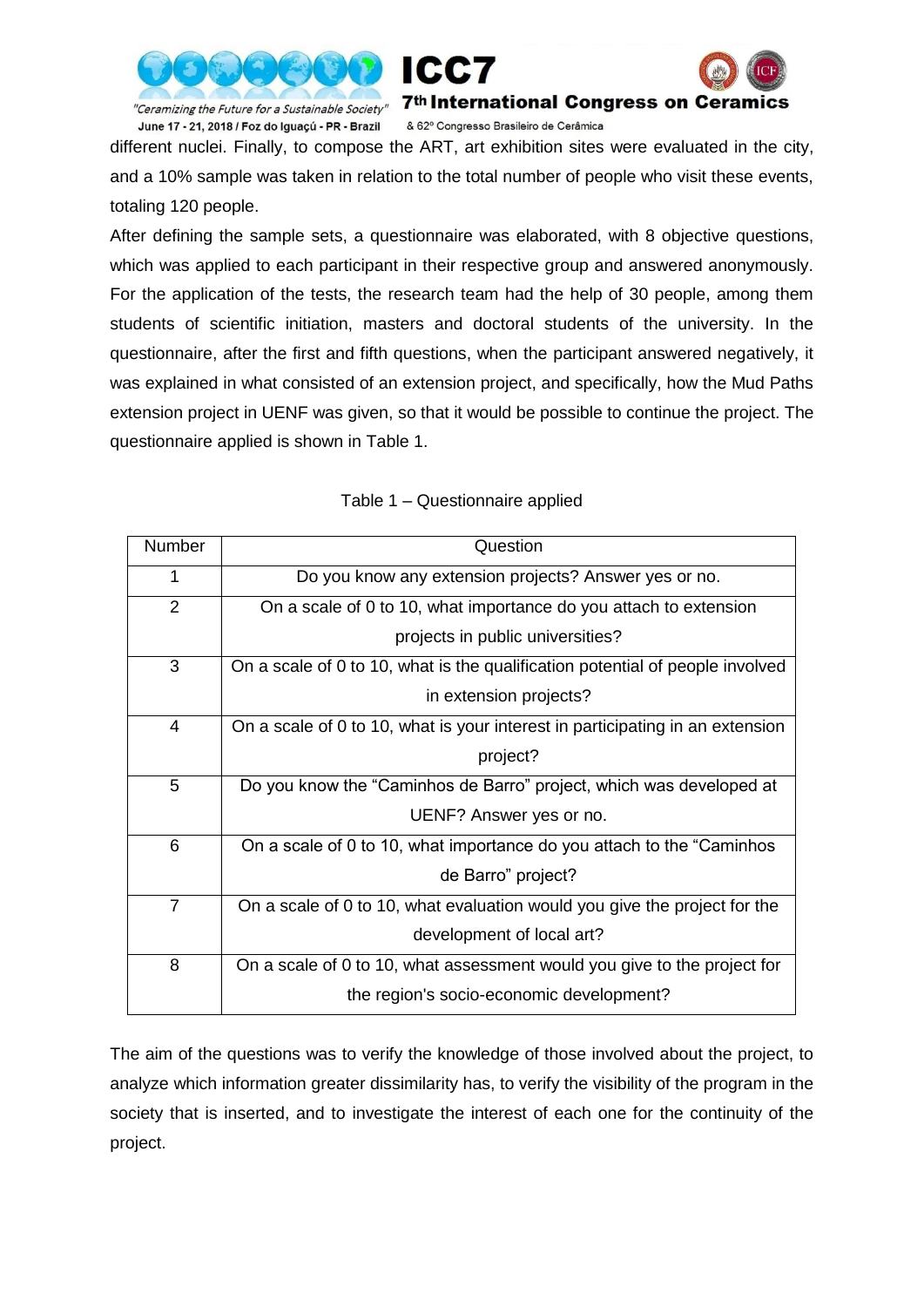different nuclei. Finally, to compose the ART, art exhibition sites were evaluated in the city, and a 10% sample was taken in relation to the total number of people who visit these events, totaling 120 people.

After defining the sample sets, a questionnaire was elaborated, with 8 objective questions, which was applied to each participant in their respective group and answered anonymously. For the application of the tests, the research team had the help of 30 people, among them students of scientific initiation, masters and doctoral students of the university. In the questionnaire, after the first and fifth questions, when the participant answered negatively, it was explained in what consisted of an extension project, and specifically, how the Mud Paths extension project in UENF was given, so that it would be possible to continue the project. The questionnaire applied is shown in Table 1.

Table 1 – Questionnaire applied

| Number | Question |
|---|---|
| 1 | Do you know any extension projects? Answer yes or no. |
| 2 | On a scale of 0 to 10, what importance do you attach to extension projects in public universities? |
| 3 | On a scale of 0 to 10, what is the qualification potential of people involved in extension projects? |
| 4 | On a scale of 0 to 10, what is your interest in participating in an extension project? |
| 5 | Do you know the "Caminhos de Barro" project, which was developed at UENF? Answer yes or no. |
| 6 | On a scale of 0 to 10, what importance do you attach to the "Caminhos de Barro" project? |
| 7 | On a scale of 0 to 10, what evaluation would you give the project for the development of local art? |
| 8 | On a scale of 0 to 10, what assessment would you give to the project for the region's socio-economic development? |

The aim of the questions was to verify the knowledge of those involved about the project, to analyze which information greater dissimilarity has, to verify the visibility of the program in the society that is inserted, and to investigate the interest of each one for the continuity of the project.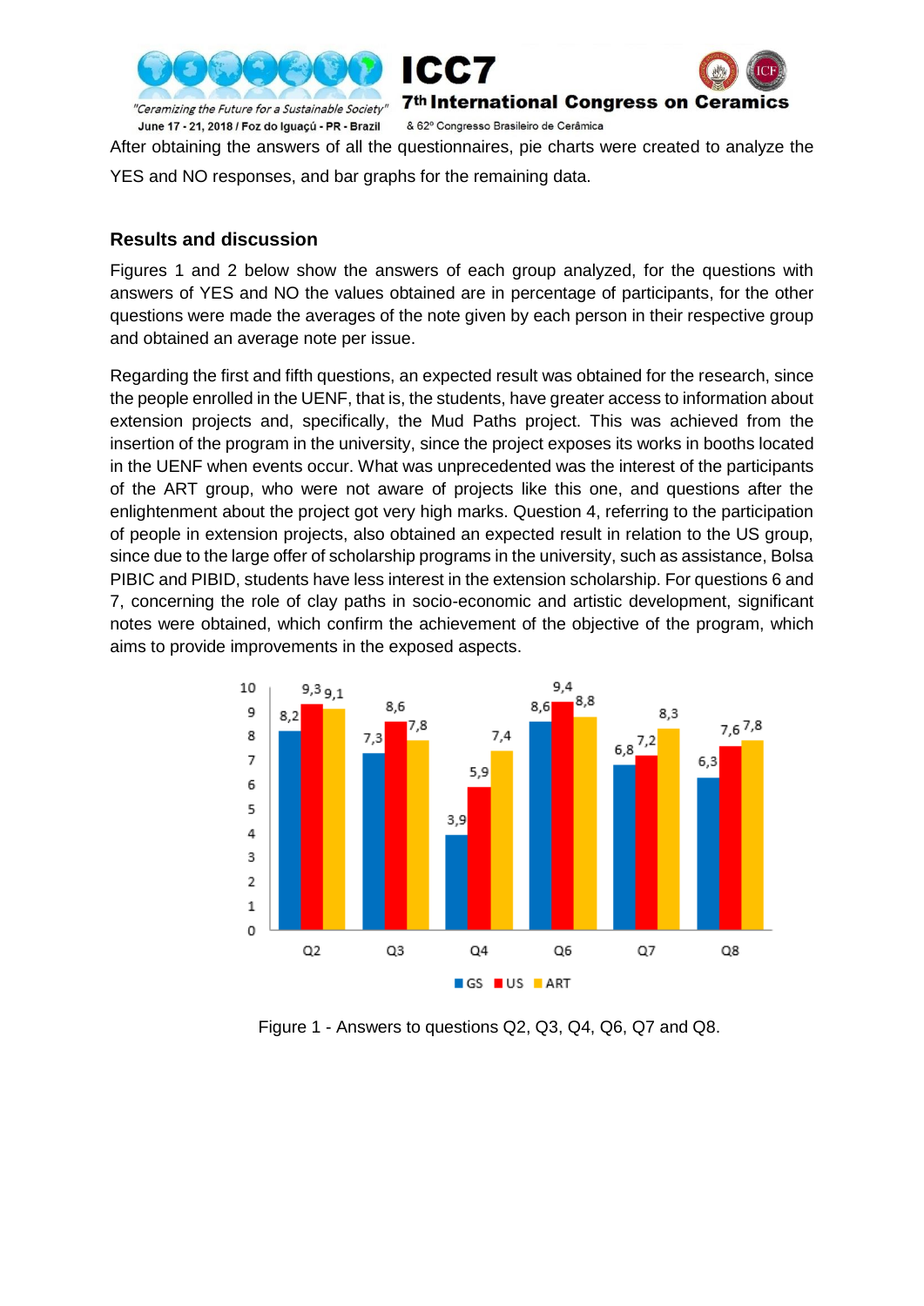After obtaining the answers of all the questionnaires, pie charts were created to analyze the YES and NO responses, and bar graphs for the remaining data.

## Results and discussion

Figures 1 and 2 below show the answers of each group analyzed, for the questions with answers of YES and NO the values obtained are in percentage of participants, for the other questions were made the averages of the note given by each person in their respective group and obtained an average note per issue.

Regarding the first and fifth questions, an expected result was obtained for the research, since the people enrolled in the UENF, that is, the students, have greater access to information about extension projects and, specifically, the Mud Paths project. This was achieved from the insertion of the program in the university, since the project exposes its works in booths located in the UENF when events occur. What was unprecedented was the interest of the participants of the ART group, who were not aware of projects like this one, and questions after the enlightenment about the project got very high marks. Question 4, referring to the participation of people in extension projects, also obtained an expected result in relation to the US group, since due to the large offer of scholarship programs in the university, such as assistance, Bolsa PIBIC and PIBID, students have less interest in the extension scholarship. For questions 6 and 7, concerning the role of clay paths in socio-economic and artistic development, significant notes were obtained, which confirm the achievement of the objective of the program, which aims to provide improvements in the exposed aspects.

| | Q2 | Q3 | Q4 | Q6 | Q7 | Q8 |
|---|---|---|---|---|---|---|
| GS | 8,2 | 7,3 | 3,9 | 8,6 | 6,8 | 6,3 |
| US | 9,3 | 8,6 | 5,9 | 9,4 | 7,2 | 7,6 |
| ART | 9,1 | 7,8 | 7,4 | 8,8 | 8,3 | 7,8 |

Figure 1 - Answers to questions Q2, Q3, Q4, Q6, Q7 and Q8.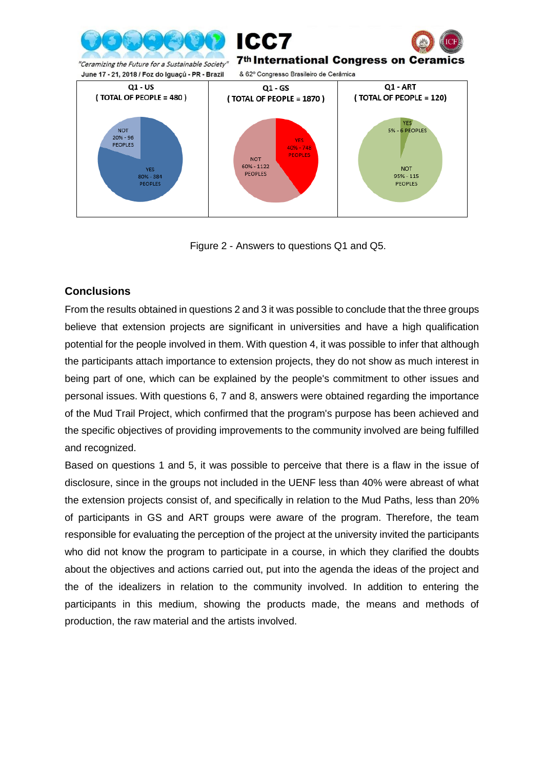Figure 2 - Answers to questions Q1 and Q5.

## Conclusions

From the results obtained in questions 2 and 3 it was possible to conclude that the three groups believe that extension projects are significant in universities and have a high qualification potential for the people involved in them. With question 4, it was possible to infer that although the participants attach importance to extension projects, they do not show as much interest in being part of one, which can be explained by the people's commitment to other issues and personal issues. With questions 6, 7 and 8, answers were obtained regarding the importance of the Mud Trail Project, which confirmed that the program's purpose has been achieved and the specific objectives of providing improvements to the community involved are being fulfilled and recognized.

Based on questions 1 and 5, it was possible to perceive that there is a flaw in the issue of disclosure, since in the groups not included in the UENF less than 40% were abreast of what the extension projects consist of, and specifically in relation to the Mud Paths, less than 20% of participants in GS and ART groups were aware of the program. Therefore, the team responsible for evaluating the perception of the project at the university invited the participants who did not know the program to participate in a course, in which they clarified the doubts about the objectives and actions carried out, put into the agenda the ideas of the project and the of the idealizers in relation to the community involved. In addition to entering the participants in this medium, showing the products made, the means and methods of production, the raw material and the artists involved.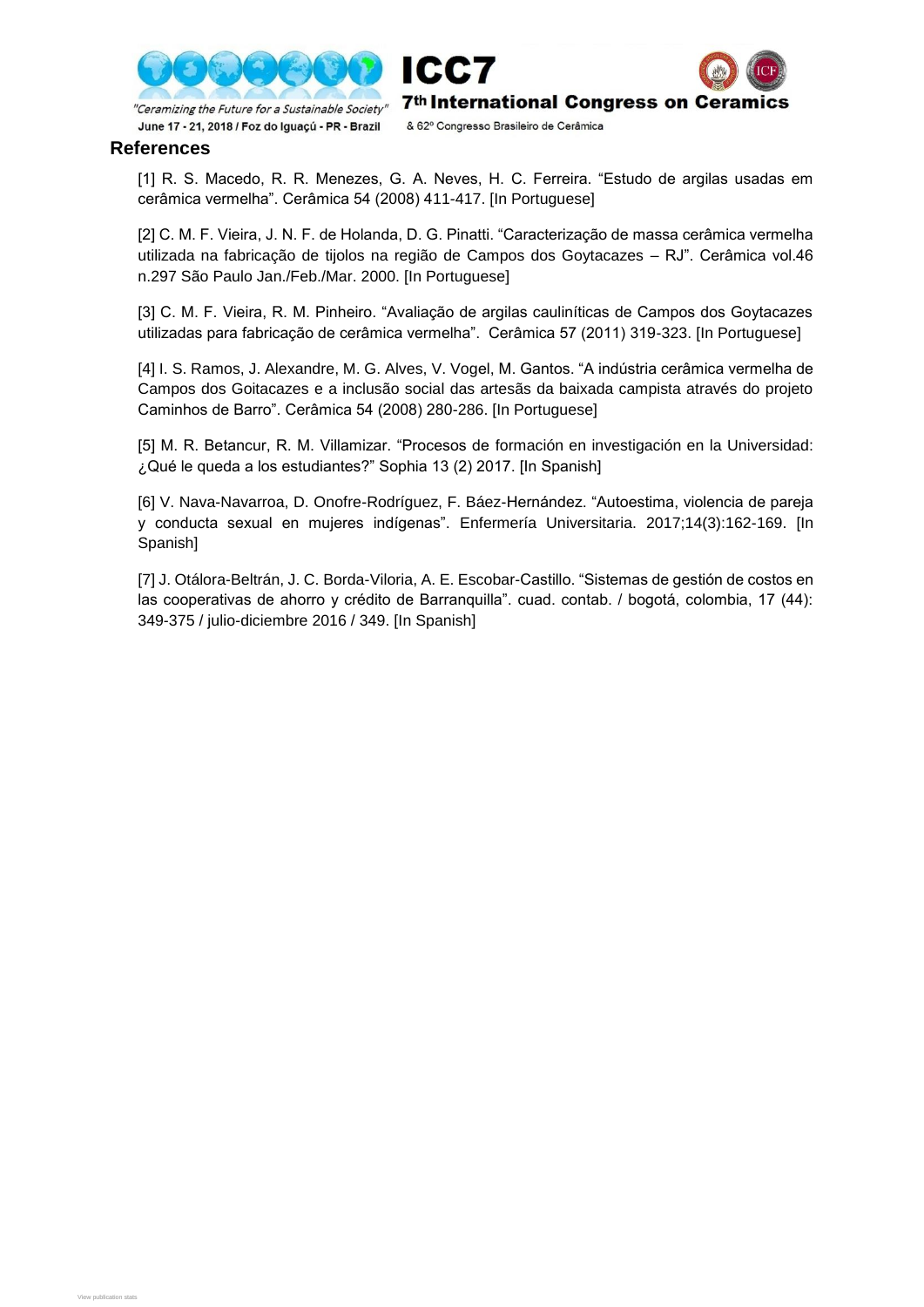## References

[1] R. S. Macedo, R. R. Menezes, G. A. Neves, H. C. Ferreira. "Estudo de argilas usadas em cerâmica vermelha". Cerâmica 54 (2008) 411-417. [In Portuguese]

[2] C. M. F. Vieira, J. N. F. de Holanda, D. G. Pinatti. "Caracterização de massa cerâmica vermelha utilizada na fabricação de tijolos na região de Campos dos Goytacazes – RJ". Cerâmica vol.46 n.297 São Paulo Jan./Feb./Mar. 2000. [In Portuguese]

[3] C. M. F. Vieira, R. M. Pinheiro. "Avaliação de argilas cauliníticas de Campos dos Goytacazes utilizadas para fabricação de cerâmica vermelha". Cerâmica 57 (2011) 319-323. [In Portuguese]

[4] I. S. Ramos, J. Alexandre, M. G. Alves, V. Vogel, M. Gantos. "A indústria cerâmica vermelha de Campos dos Goitacazes e a inclusão social das artesãs da baixada campista através do projeto Caminhos de Barro". Cerâmica 54 (2008) 280-286. [In Portuguese]

[5] M. R. Betancur, R. M. Villamizar. "Procesos de formación en investigación en la Universidad: ¿Qué le queda a los estudiantes?" Sophia 13 (2) 2017. [In Spanish]

[6] V. Nava-Navarroa, D. Onofre-Rodríguez, F. Báez-Hernández. "Autoestima, violencia de pareja y conducta sexual en mujeres indígenas". Enfermería Universitaria. 2017;14(3):162-169. [In Spanish]

[7] J. Otálora-Beltrán, J. C. Borda-Viloria, A. E. Escobar-Castillo. "Sistemas de gestión de costos en las cooperativas de ahorro y crédito de Barranquilla". cuad. contab. / bogotá, colombia, 17 (44): 349-375 / julio-diciembre 2016 / 349. [In Spanish]